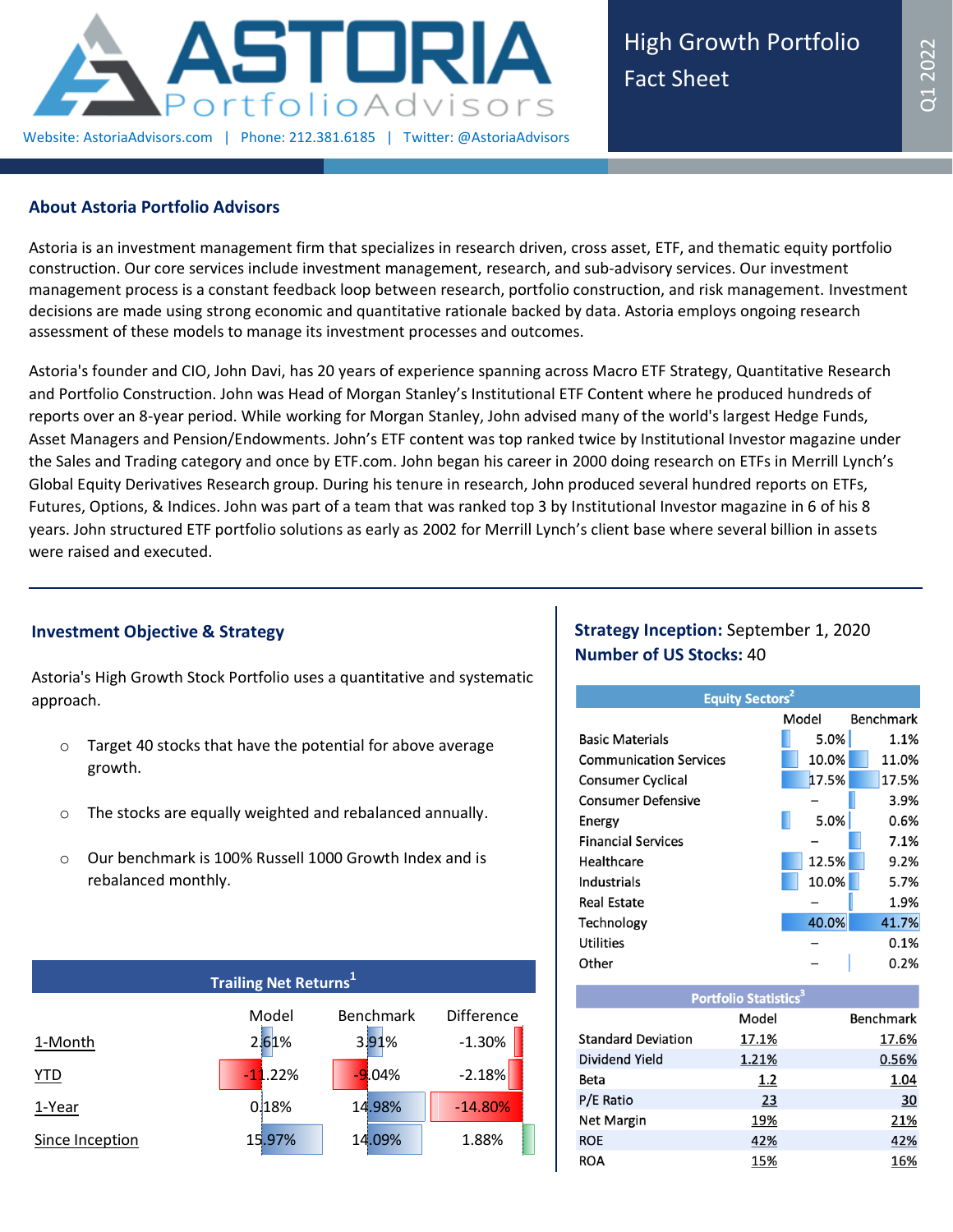# ASTORIA PortfolioAdvisors

Website: AstoriaAdvisors.com | Phone: 212.381.6185 | Twitter: @AstoriaAdvisors

## High Growth Portfolio Fact Sheet

Q1 2022

### About Astoria Portfolio Advisors

Astoria is an investment management firm that specializes in research driven, cross asset, ETF, and thematic equity portfolio construction. Our core services include investment management, research, and sub-advisory services. Our investment management process is a constant feedback loop between research, portfolio construction, and risk management. Investment decisions are made using strong economic and quantitative rationale backed by data. Astoria employs ongoing research assessment of these models to manage its investment processes and outcomes.

Astoria's founder and CIO, John Davi, has 20 years of experience spanning across Macro ETF Strategy, Quantitative Research and Portfolio Construction. John was Head of Morgan Stanley's Institutional ETF Content where he produced hundreds of reports over an 8-year period. While working for Morgan Stanley, John advised many of the world's largest Hedge Funds, Asset Managers and Pension/Endowments. John's ETF content was top ranked twice by Institutional Investor magazine under the Sales and Trading category and once by ETF.com. John began his career in 2000 doing research on ETFs in Merrill Lynch's Global Equity Derivatives Research group. During his tenure in research, John produced several hundred reports on ETFs, Futures, Options, & Indices. John was part of a team that was ranked top 3 by Institutional Investor magazine in 6 of his 8 years. John structured ETF portfolio solutions as early as 2002 for Merrill Lynch's client base where several billion in assets were raised and executed.

### Investment Objective & Strategy

Astoria's High Growth Stock Portfolio uses a quantitative and systematic approach.

- Target 40 stocks that have the potential for above average growth.
- The stocks are equally weighted and rebalanced annually.
- Our benchmark is 100% Russell 1000 Growth Index and is rebalanced monthly.

**Trailing Net Returns[1]**

| | Model | Benchmark | Difference |
|---|---|---|---|
| 1-Month | 2.61% | 3.91% | -1.30% |
| YTD | -11.22% | -9.04% | -2.18% |
| 1-Year | 0.18% | 14.98% | -14.80% |
| Since Inception | 15.97% | 14.09% | 1.88% |

**Strategy Inception:** September 1, 2020

**Number of US Stocks:** 40

**Equity Sectors[2]**

| | Model | Benchmark |
|---|---|---|
| Basic Materials | 5.0% | 1.1% |
| Communication Services | 10.0% | 11.0% |
| Consumer Cyclical | 17.5% | 17.5% |
| Consumer Defensive | – | 3.9% |
| Energy | 5.0% | 0.6% |
| Financial Services | – | 7.1% |
| Healthcare | 12.5% | 9.2% |
| Industrials | 10.0% | 5.7% |
| Real Estate | – | 1.9% |
| Technology | 40.0% | 41.7% |
| Utilities | – | 0.1% |
| Other | – | 0.2% |

**Portfolio Statistics[3]**

| | Model | Benchmark |
|---|---|---|
| Standard Deviation | 17.1% | 17.6% |
| Dividend Yield | 1.21% | 0.56% |
| Beta | 1.2 | 1.04 |
| P/E Ratio | 23 | 30 |
| Net Margin | 19% | 21% |
| ROE | 42% | 42% |
| ROA | 15% | 16% |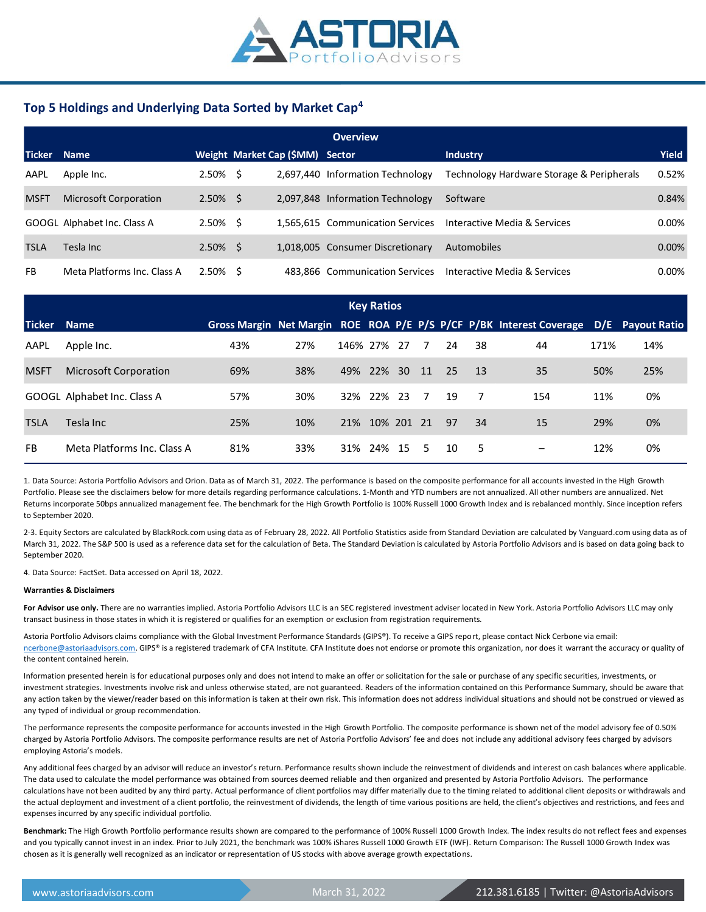## Top 5 Holdings and Underlying Data Sorted by Market Cap[4]

| Overview | | | | | | |
|---|---|---|---|---|---|---|
| Ticker | Name | Weight | Market Cap ($MM) | Sector | Industry | Yield |
| AAPL | Apple Inc. | 2.50% | $ 2,697,440 | Information Technology | Technology Hardware Storage & Peripherals | 0.52% |
| MSFT | Microsoft Corporation | 2.50% | $ 2,097,848 | Information Technology | Software | 0.84% |
| GOOGL | Alphabet Inc. Class A | 2.50% | $ 1,565,615 | Communication Services | Interactive Media & Services | 0.00% |
| TSLA | Tesla Inc | 2.50% | $ 1,018,005 | Consumer Discretionary | Automobiles | 0.00% |
| FB | Meta Platforms Inc. Class A | 2.50% | $ 483,866 | Communication Services | Interactive Media & Services | 0.00% |

| Key Ratios | | | | | | | | | | | | |
|---|---|---|---|---|---|---|---|---|---|---|---|---|
| Ticker | Name | Gross Margin | Net Margin | ROE | ROA | P/E | P/S | P/CF | P/BK | Interest Coverage | D/E | Payout Ratio |
| AAPL | Apple Inc. | 43% | 27% | 146% | 27% | 27 | 7 | 24 | 38 | 44 | 171% | 14% |
| MSFT | Microsoft Corporation | 69% | 38% | 49% | 22% | 30 | 11 | 25 | 13 | 35 | 50% | 25% |
| GOOGL | Alphabet Inc. Class A | 57% | 30% | 32% | 22% | 23 | 7 | 19 | 7 | 154 | 11% | 0% |
| TSLA | Tesla Inc | 25% | 10% | 21% | 10% | 201 | 21 | 97 | 34 | 15 | 29% | 0% |
| FB | Meta Platforms Inc. Class A | 81% | 33% | 31% | 24% | 15 | 5 | 10 | 5 | – | 12% | 0% |

1. Data Source: Astoria Portfolio Advisors and Orion. Data as of March 31, 2022. The performance is based on the composite performance for all accounts invested in the High Growth Portfolio. Please see the disclaimers below for more details regarding performance calculations. 1-Month and YTD numbers are not annualized. All other numbers are annualized. Net Returns incorporate 50bps annualized management fee. The benchmark for the High Growth Portfolio is 100% Russell 1000 Growth Index and is rebalanced monthly. Since inception refers to September 2020.

2-3. Equity Sectors are calculated by BlackRock.com using data as of February 28, 2022. All Portfolio Statistics aside from Standard Deviation are calculated by Vanguard.com using data as of March 31, 2022. The S&P 500 is used as a reference data set for the calculation of Beta. The Standard Deviation is calculated by Astoria Portfolio Advisors and is based on data going back to September 2020.

4. Data Source: FactSet. Data accessed on April 18, 2022.

**Warranties & Disclaimers**

**For Advisor use only.** There are no warranties implied. Astoria Portfolio Advisors LLC is an SEC registered investment adviser located in New York. Astoria Portfolio Advisors LLC may only transact business in those states in which it is registered or qualifies for an exemption or exclusion from registration requirements.

Astoria Portfolio Advisors claims compliance with the Global Investment Performance Standards (GIPS®). To receive a GIPS report, please contact Nick Cerbone via email: ncerbone@astoriaadvisors.com. GIPS® is a registered trademark of CFA Institute. CFA Institute does not endorse or promote this organization, nor does it warrant the accuracy or quality of the content contained herein.

Information presented herein is for educational purposes only and does not intend to make an offer or solicitation for the sale or purchase of any specific securities, investments, or investment strategies. Investments involve risk and unless otherwise stated, are not guaranteed. Readers of the information contained on this Performance Summary, should be aware that any action taken by the viewer/reader based on this information is taken at their own risk. This information does not address individual situations and should not be construed or viewed as any typed of individual or group recommendation.

The performance represents the composite performance for accounts invested in the High Growth Portfolio. The composite performance is shown net of the model advisory fee of 0.50% charged by Astoria Portfolio Advisors. The composite performance results are net of Astoria Portfolio Advisors' fee and does not include any additional advisory fees charged by advisors employing Astoria's models.

Any additional fees charged by an advisor will reduce an investor's return. Performance results shown include the reinvestment of dividends and interest on cash balances where applicable. The data used to calculate the model performance was obtained from sources deemed reliable and then organized and presented by Astoria Portfolio Advisors. The performance calculations have not been audited by any third party. Actual performance of client portfolios may differ materially due to the timing related to additional client deposits or withdrawals and the actual deployment and investment of a client portfolio, the reinvestment of dividends, the length of time various positions are held, the client's objectives and restrictions, and fees and expenses incurred by any specific individual portfolio.

**Benchmark:** The High Growth Portfolio performance results shown are compared to the performance of 100% Russell 1000 Growth Index. The index results do not reflect fees and expenses and you typically cannot invest in an index. Prior to July 2021, the benchmark was 100% iShares Russell 1000 Growth ETF (IWF). Return Comparison: The Russell 1000 Growth Index was chosen as it is generally well recognized as an indicator or representation of US stocks with above average growth expectations.